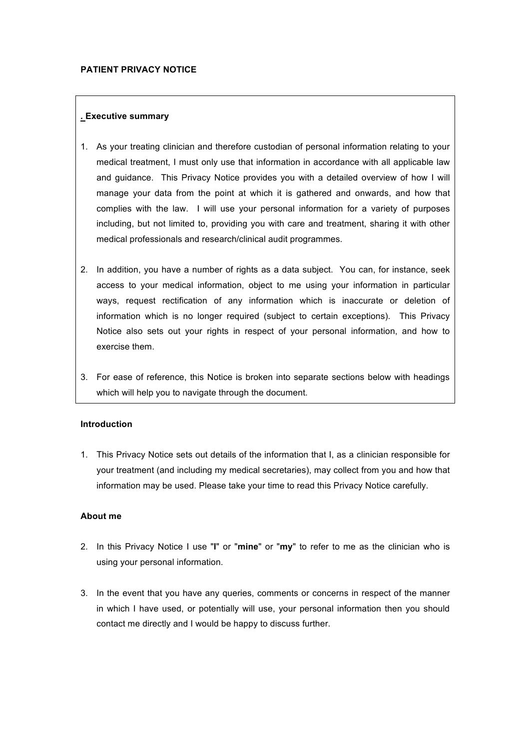**PATIENT PRIVACY NOTICE**

## . Executive summary

1. As your treating clinician and therefore custodian of personal information relating to your medical treatment, I must only use that information in accordance with all applicable law and guidance. This Privacy Notice provides you with a detailed overview of how I will manage your data from the point at which it is gathered and onwards, and how that complies with the law. I will use your personal information for a variety of purposes including, but not limited to, providing you with care and treatment, sharing it with other medical professionals and research/clinical audit programmes.

2. In addition, you have a number of rights as a data subject. You can, for instance, seek access to your medical information, object to me using your information in particular ways, request rectification of any information which is inaccurate or deletion of information which is no longer required (subject to certain exceptions). This Privacy Notice also sets out your rights in respect of your personal information, and how to exercise them.

3. For ease of reference, this Notice is broken into separate sections below with headings which will help you to navigate through the document.

## Introduction

1. This Privacy Notice sets out details of the information that I, as a clinician responsible for your treatment (and including my medical secretaries), may collect from you and how that information may be used. Please take your time to read this Privacy Notice carefully.

## About me

2. In this Privacy Notice I use "**I**" or "**mine**" or "**my**" to refer to me as the clinician who is using your personal information.

3. In the event that you have any queries, comments or concerns in respect of the manner in which I have used, or potentially will use, your personal information then you should contact me directly and I would be happy to discuss further.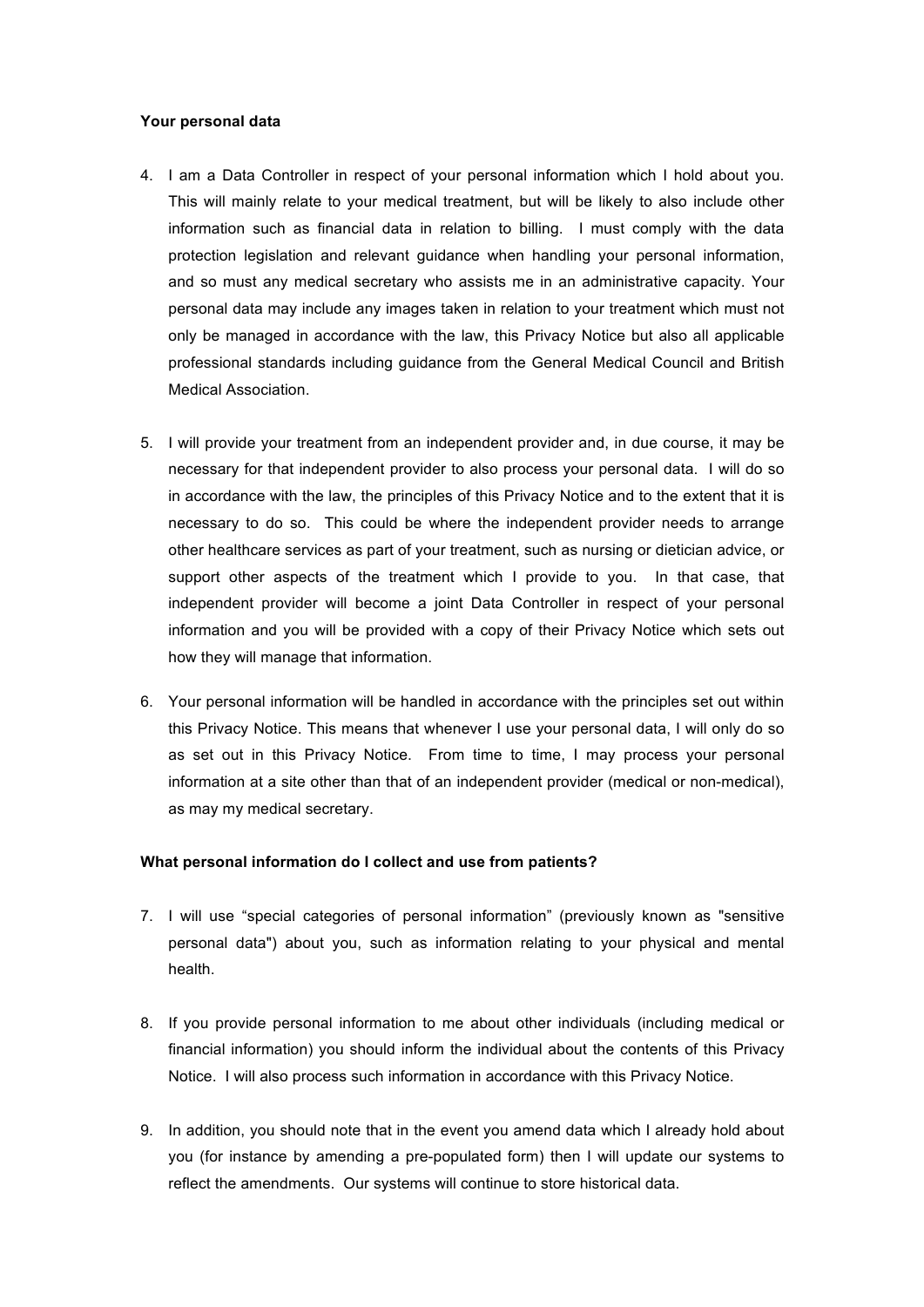**Your personal data**

4. I am a Data Controller in respect of your personal information which I hold about you. This will mainly relate to your medical treatment, but will be likely to also include other information such as financial data in relation to billing. I must comply with the data protection legislation and relevant guidance when handling your personal information, and so must any medical secretary who assists me in an administrative capacity. Your personal data may include any images taken in relation to your treatment which must not only be managed in accordance with the law, this Privacy Notice but also all applicable professional standards including guidance from the General Medical Council and British Medical Association.

5. I will provide your treatment from an independent provider and, in due course, it may be necessary for that independent provider to also process your personal data. I will do so in accordance with the law, the principles of this Privacy Notice and to the extent that it is necessary to do so. This could be where the independent provider needs to arrange other healthcare services as part of your treatment, such as nursing or dietician advice, or support other aspects of the treatment which I provide to you. In that case, that independent provider will become a joint Data Controller in respect of your personal information and you will be provided with a copy of their Privacy Notice which sets out how they will manage that information.

6. Your personal information will be handled in accordance with the principles set out within this Privacy Notice. This means that whenever I use your personal data, I will only do so as set out in this Privacy Notice. From time to time, I may process your personal information at a site other than that of an independent provider (medical or non-medical), as may my medical secretary.

**What personal information do I collect and use from patients?**

7. I will use "special categories of personal information" (previously known as "sensitive personal data") about you, such as information relating to your physical and mental health.

8. If you provide personal information to me about other individuals (including medical or financial information) you should inform the individual about the contents of this Privacy Notice. I will also process such information in accordance with this Privacy Notice.

9. In addition, you should note that in the event you amend data which I already hold about you (for instance by amending a pre-populated form) then I will update our systems to reflect the amendments. Our systems will continue to store historical data.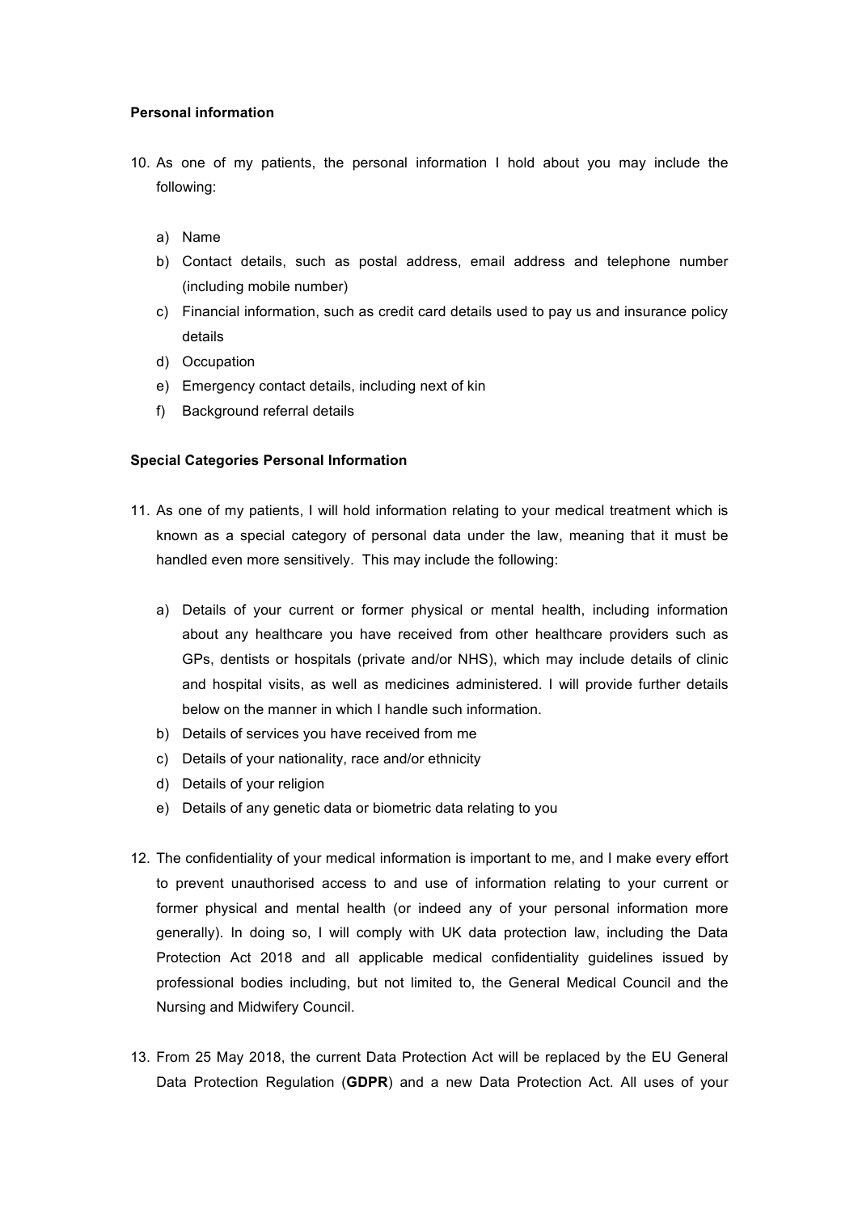**Personal information**

10. As one of my patients, the personal information I hold about you may include the following:

    a) Name
    b) Contact details, such as postal address, email address and telephone number (including mobile number)
    c) Financial information, such as credit card details used to pay us and insurance policy details
    d) Occupation
    e) Emergency contact details, including next of kin
    f) Background referral details

**Special Categories Personal Information**

11. As one of my patients, I will hold information relating to your medical treatment which is known as a special category of personal data under the law, meaning that it must be handled even more sensitively. This may include the following:

    a) Details of your current or former physical or mental health, including information about any healthcare you have received from other healthcare providers such as GPs, dentists or hospitals (private and/or NHS), which may include details of clinic and hospital visits, as well as medicines administered. I will provide further details below on the manner in which I handle such information.
    b) Details of services you have received from me
    c) Details of your nationality, race and/or ethnicity
    d) Details of your religion
    e) Details of any genetic data or biometric data relating to you

12. The confidentiality of your medical information is important to me, and I make every effort to prevent unauthorised access to and use of information relating to your current or former physical and mental health (or indeed any of your personal information more generally). In doing so, I will comply with UK data protection law, including the Data Protection Act 2018 and all applicable medical confidentiality guidelines issued by professional bodies including, but not limited to, the General Medical Council and the Nursing and Midwifery Council.

13. From 25 May 2018, the current Data Protection Act will be replaced by the EU General Data Protection Regulation (**GDPR**) and a new Data Protection Act. All uses of your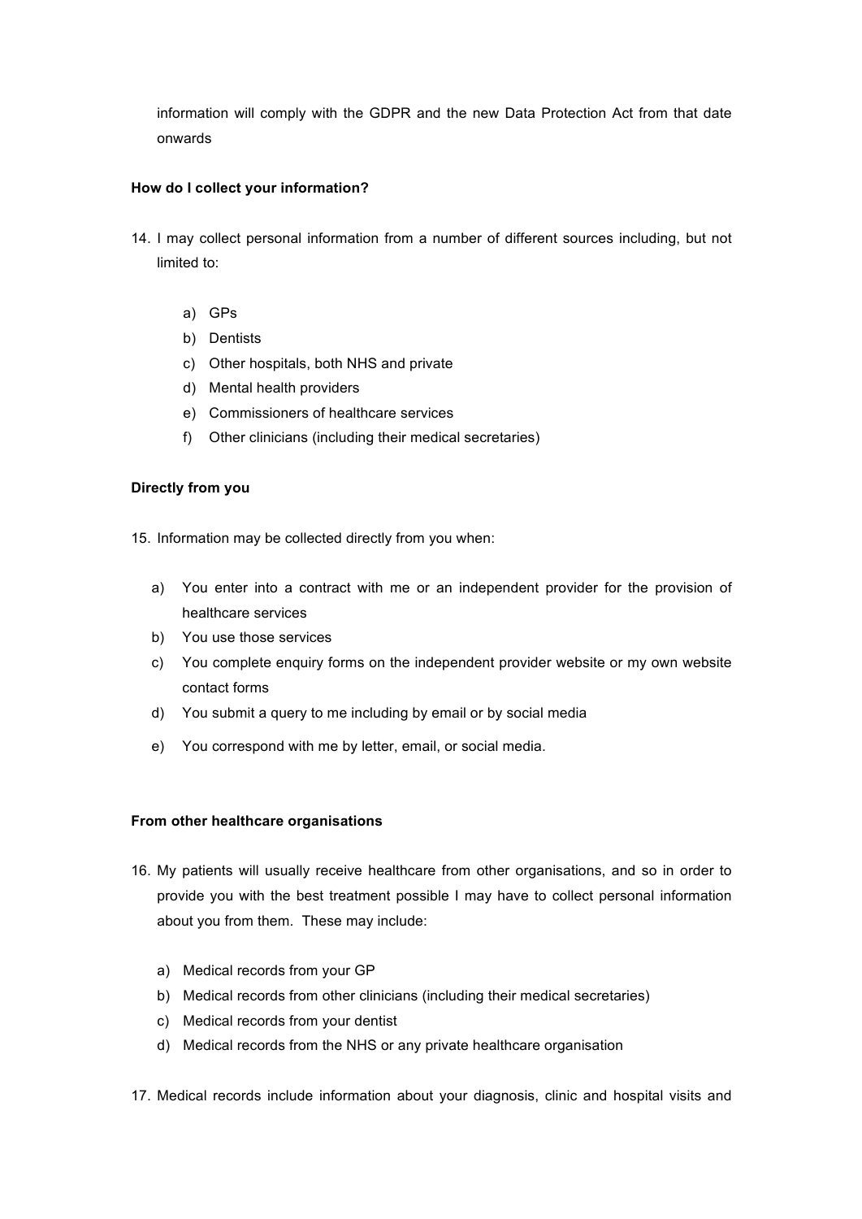information will comply with the GDPR and the new Data Protection Act from that date onwards

**How do I collect your information?**

14. I may collect personal information from a number of different sources including, but not limited to:

    a) GPs
    b) Dentists
    c) Other hospitals, both NHS and private
    d) Mental health providers
    e) Commissioners of healthcare services
    f) Other clinicians (including their medical secretaries)

**Directly from you**

15. Information may be collected directly from you when:

    a) You enter into a contract with me or an independent provider for the provision of healthcare services
    b) You use those services
    c) You complete enquiry forms on the independent provider website or my own website contact forms
    d) You submit a query to me including by email or by social media
    e) You correspond with me by letter, email, or social media.

**From other healthcare organisations**

16. My patients will usually receive healthcare from other organisations, and so in order to provide you with the best treatment possible I may have to collect personal information about you from them. These may include:

    a) Medical records from your GP
    b) Medical records from other clinicians (including their medical secretaries)
    c) Medical records from your dentist
    d) Medical records from the NHS or any private healthcare organisation

17. Medical records include information about your diagnosis, clinic and hospital visits and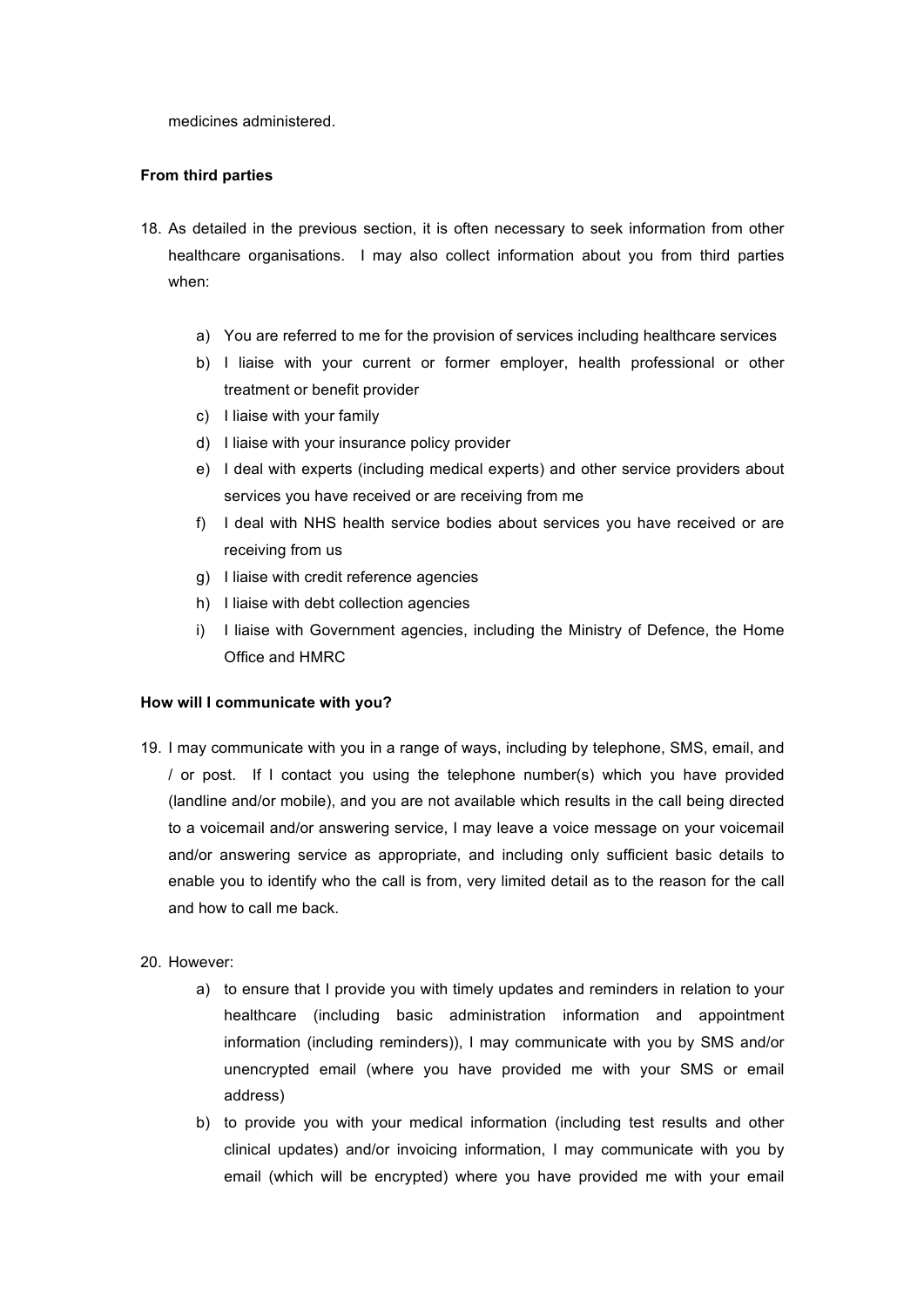medicines administered.

**From third parties**

18. As detailed in the previous section, it is often necessary to seek information from other healthcare organisations. I may also collect information about you from third parties when:

    a) You are referred to me for the provision of services including healthcare services
    b) I liaise with your current or former employer, health professional or other treatment or benefit provider
    c) I liaise with your family
    d) I liaise with your insurance policy provider
    e) I deal with experts (including medical experts) and other service providers about services you have received or are receiving from me
    f) I deal with NHS health service bodies about services you have received or are receiving from us
    g) I liaise with credit reference agencies
    h) I liaise with debt collection agencies
    i) I liaise with Government agencies, including the Ministry of Defence, the Home Office and HMRC

**How will I communicate with you?**

19. I may communicate with you in a range of ways, including by telephone, SMS, email, and / or post. If I contact you using the telephone number(s) which you have provided (landline and/or mobile), and you are not available which results in the call being directed to a voicemail and/or answering service, I may leave a voice message on your voicemail and/or answering service as appropriate, and including only sufficient basic details to enable you to identify who the call is from, very limited detail as to the reason for the call and how to call me back.

20. However:
    a) to ensure that I provide you with timely updates and reminders in relation to your healthcare (including basic administration information and appointment information (including reminders)), I may communicate with you by SMS and/or unencrypted email (where you have provided me with your SMS or email address)
    b) to provide you with your medical information (including test results and other clinical updates) and/or invoicing information, I may communicate with you by email (which will be encrypted) where you have provided me with your email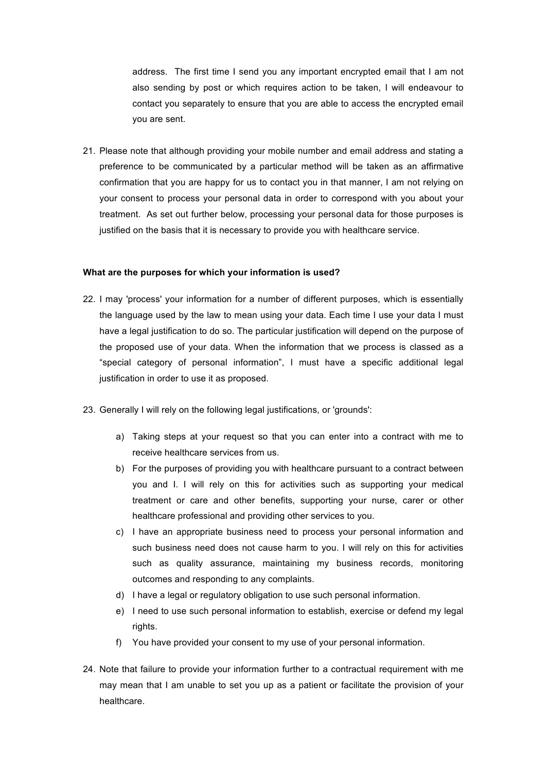address. The first time I send you any important encrypted email that I am not also sending by post or which requires action to be taken, I will endeavour to contact you separately to ensure that you are able to access the encrypted email you are sent.

21. Please note that although providing your mobile number and email address and stating a preference to be communicated by a particular method will be taken as an affirmative confirmation that you are happy for us to contact you in that manner, I am not relying on your consent to process your personal data in order to correspond with you about your treatment. As set out further below, processing your personal data for those purposes is justified on the basis that it is necessary to provide you with healthcare service.

**What are the purposes for which your information is used?**

22. I may 'process' your information for a number of different purposes, which is essentially the language used by the law to mean using your data. Each time I use your data I must have a legal justification to do so. The particular justification will depend on the purpose of the proposed use of your data. When the information that we process is classed as a "special category of personal information", I must have a specific additional legal justification in order to use it as proposed.

23. Generally I will rely on the following legal justifications, or 'grounds':

    a) Taking steps at your request so that you can enter into a contract with me to receive healthcare services from us.
    b) For the purposes of providing you with healthcare pursuant to a contract between you and I. I will rely on this for activities such as supporting your medical treatment or care and other benefits, supporting your nurse, carer or other healthcare professional and providing other services to you.
    c) I have an appropriate business need to process your personal information and such business need does not cause harm to you. I will rely on this for activities such as quality assurance, maintaining my business records, monitoring outcomes and responding to any complaints.
    d) I have a legal or regulatory obligation to use such personal information.
    e) I need to use such personal information to establish, exercise or defend my legal rights.
    f) You have provided your consent to my use of your personal information.

24. Note that failure to provide your information further to a contractual requirement with me may mean that I am unable to set you up as a patient or facilitate the provision of your healthcare.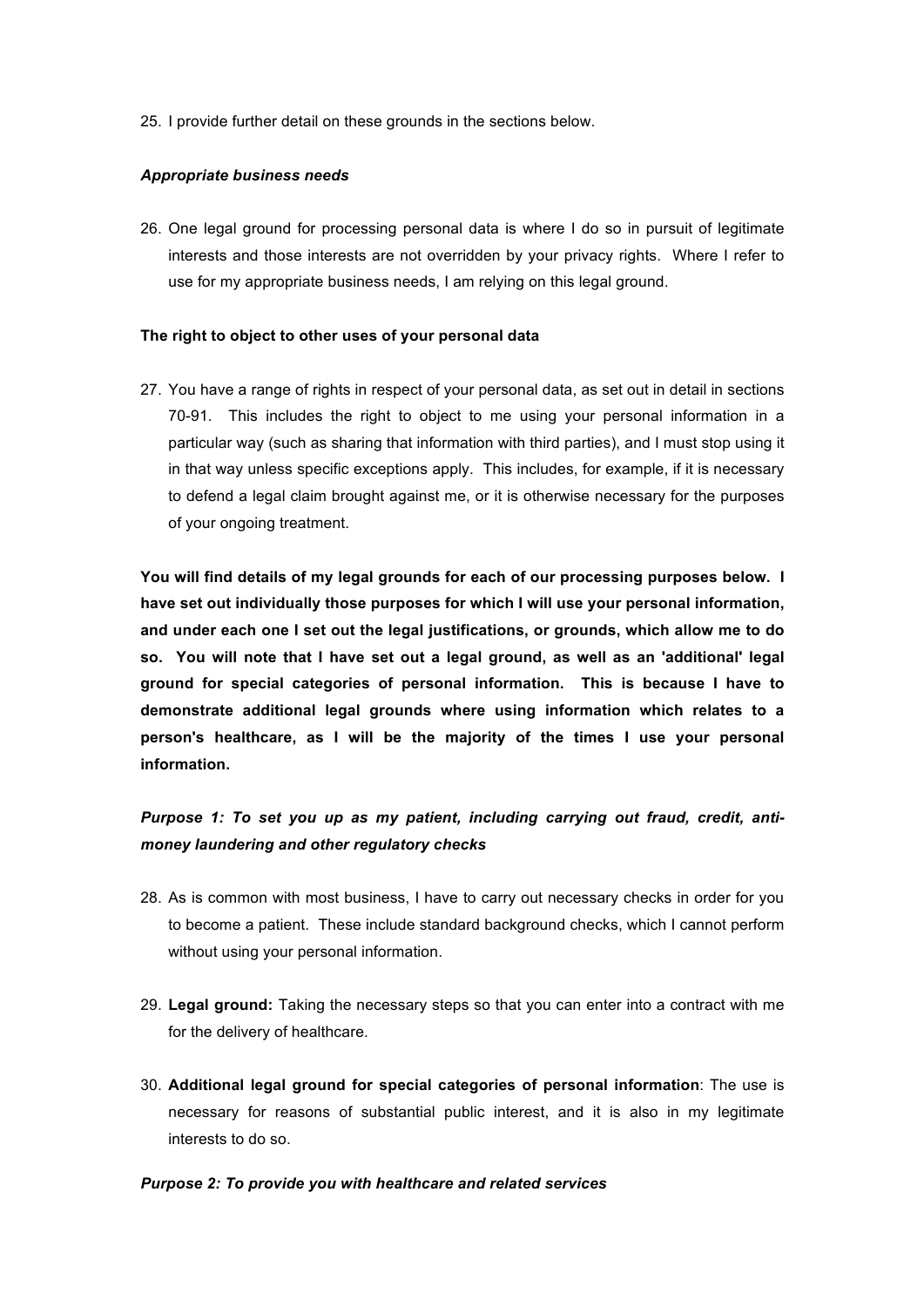25. I provide further detail on these grounds in the sections below.

***Appropriate business needs***

26. One legal ground for processing personal data is where I do so in pursuit of legitimate interests and those interests are not overridden by your privacy rights. Where I refer to use for my appropriate business needs, I am relying on this legal ground.

**The right to object to other uses of your personal data**

27. You have a range of rights in respect of your personal data, as set out in detail in sections 70-91. This includes the right to object to me using your personal information in a particular way (such as sharing that information with third parties), and I must stop using it in that way unless specific exceptions apply. This includes, for example, if it is necessary to defend a legal claim brought against me, or it is otherwise necessary for the purposes of your ongoing treatment.

**You will find details of my legal grounds for each of our processing purposes below. I have set out individually those purposes for which I will use your personal information, and under each one I set out the legal justifications, or grounds, which allow me to do so. You will note that I have set out a legal ground, as well as an 'additional' legal ground for special categories of personal information. This is because I have to demonstrate additional legal grounds where using information which relates to a person's healthcare, as I will be the majority of the times I use your personal information.**

***Purpose 1: To set you up as my patient, including carrying out fraud, credit, anti-money laundering and other regulatory checks***

28. As is common with most business, I have to carry out necessary checks in order for you to become a patient. These include standard background checks, which I cannot perform without using your personal information.

29. **Legal ground:** Taking the necessary steps so that you can enter into a contract with me for the delivery of healthcare.

30. **Additional legal ground for special categories of personal information**: The use is necessary for reasons of substantial public interest, and it is also in my legitimate interests to do so.

***Purpose 2: To provide you with healthcare and related services***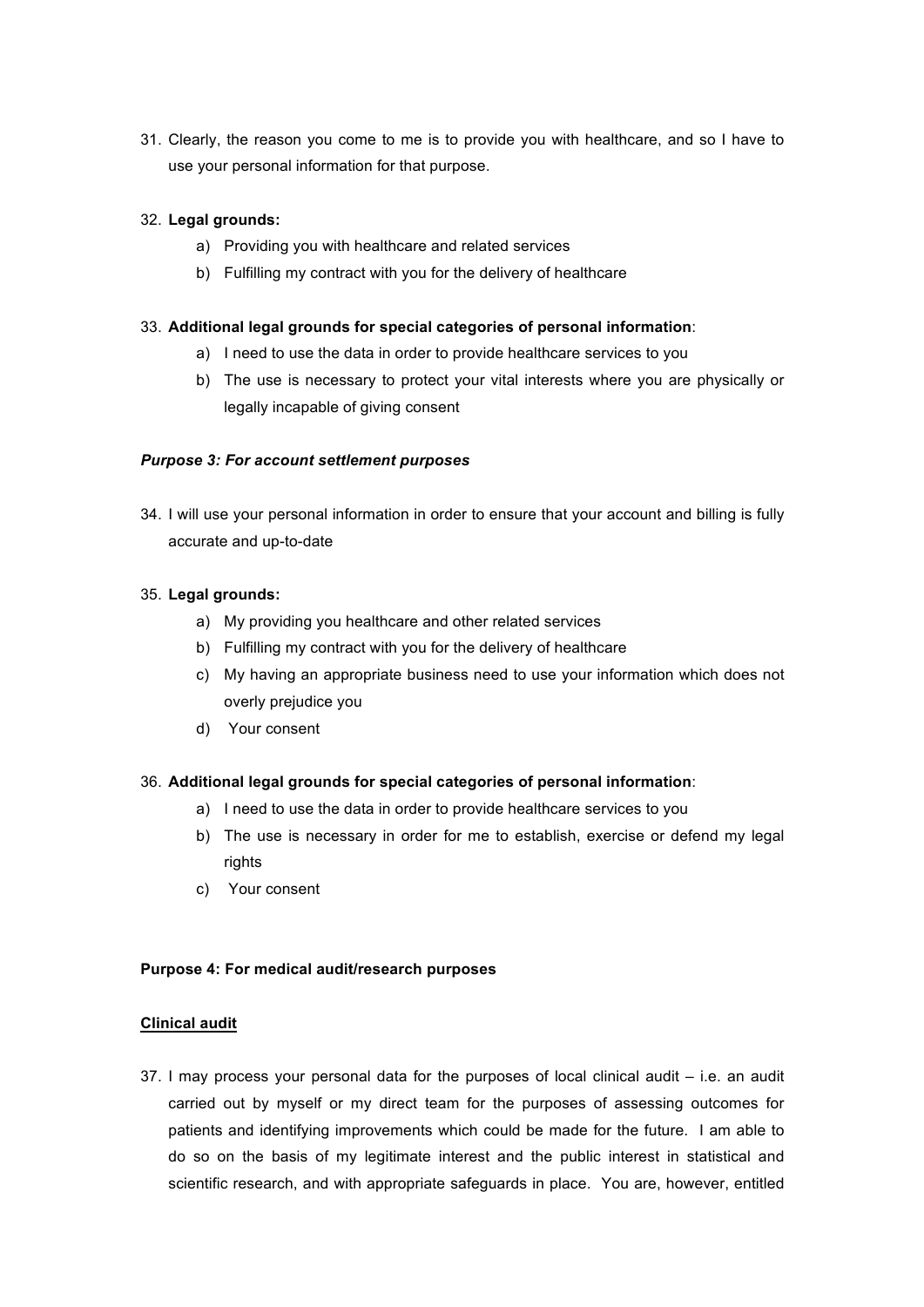31. Clearly, the reason you come to me is to provide you with healthcare, and so I have to use your personal information for that purpose.

32. **Legal grounds:**
    a) Providing you with healthcare and related services
    b) Fulfilling my contract with you for the delivery of healthcare

33. **Additional legal grounds for special categories of personal information**:
    a) I need to use the data in order to provide healthcare services to you
    b) The use is necessary to protect your vital interests where you are physically or legally incapable of giving consent

***Purpose 3: For account settlement purposes***

34. I will use your personal information in order to ensure that your account and billing is fully accurate and up-to-date

35. **Legal grounds:**
    a) My providing you healthcare and other related services
    b) Fulfilling my contract with you for the delivery of healthcare
    c) My having an appropriate business need to use your information which does not overly prejudice you
    d) Your consent

36. **Additional legal grounds for special categories of personal information**:
    a) I need to use the data in order to provide healthcare services to you
    b) The use is necessary in order for me to establish, exercise or defend my legal rights
    c) Your consent

**Purpose 4: For medical audit/research purposes**

**<u>Clinical audit</u>**

37. I may process your personal data for the purposes of local clinical audit – i.e. an audit carried out by myself or my direct team for the purposes of assessing outcomes for patients and identifying improvements which could be made for the future. I am able to do so on the basis of my legitimate interest and the public interest in statistical and scientific research, and with appropriate safeguards in place. You are, however, entitled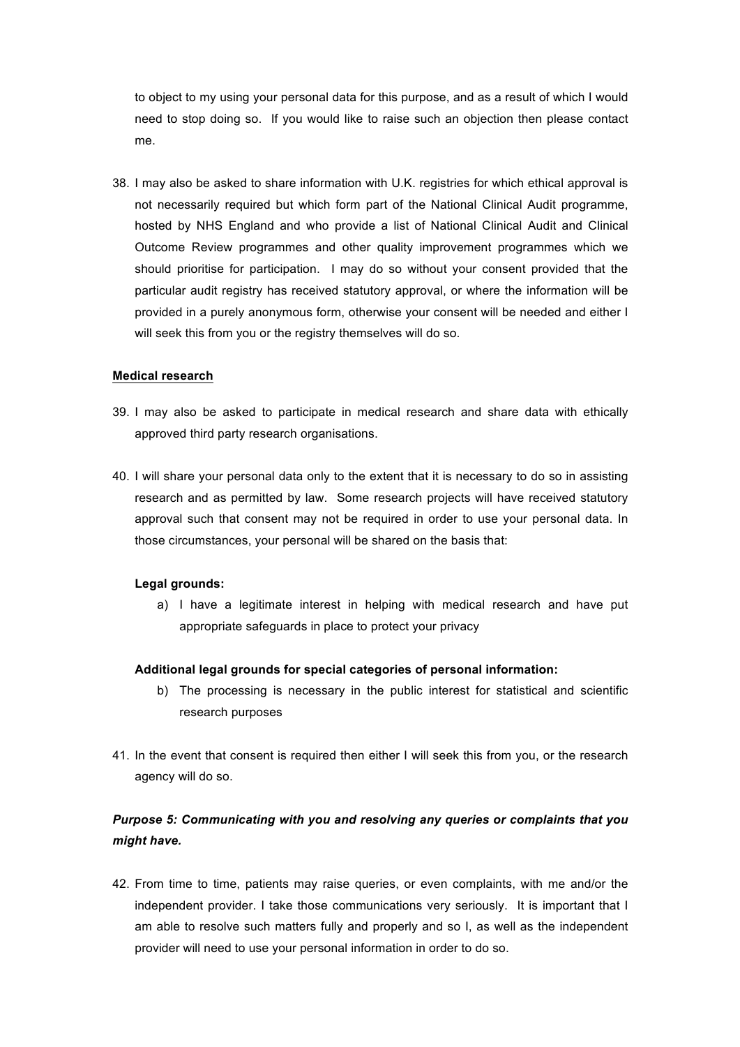to object to my using your personal data for this purpose, and as a result of which I would need to stop doing so. If you would like to raise such an objection then please contact me.

38. I may also be asked to share information with U.K. registries for which ethical approval is not necessarily required but which form part of the National Clinical Audit programme, hosted by NHS England and who provide a list of National Clinical Audit and Clinical Outcome Review programmes and other quality improvement programmes which we should prioritise for participation. I may do so without your consent provided that the particular audit registry has received statutory approval, or where the information will be provided in a purely anonymous form, otherwise your consent will be needed and either I will seek this from you or the registry themselves will do so.

<u>**Medical research**</u>

39. I may also be asked to participate in medical research and share data with ethically approved third party research organisations.

40. I will share your personal data only to the extent that it is necessary to do so in assisting research and as permitted by law. Some research projects will have received statutory approval such that consent may not be required in order to use your personal data. In those circumstances, your personal will be shared on the basis that:

    **Legal grounds:**

    a) I have a legitimate interest in helping with medical research and have put appropriate safeguards in place to protect your privacy

    **Additional legal grounds for special categories of personal information:**

    b) The processing is necessary in the public interest for statistical and scientific research purposes

41. In the event that consent is required then either I will seek this from you, or the research agency will do so.

***Purpose 5: Communicating with you and resolving any queries or complaints that you might have.***

42. From time to time, patients may raise queries, or even complaints, with me and/or the independent provider. I take those communications very seriously. It is important that I am able to resolve such matters fully and properly and so I, as well as the independent provider will need to use your personal information in order to do so.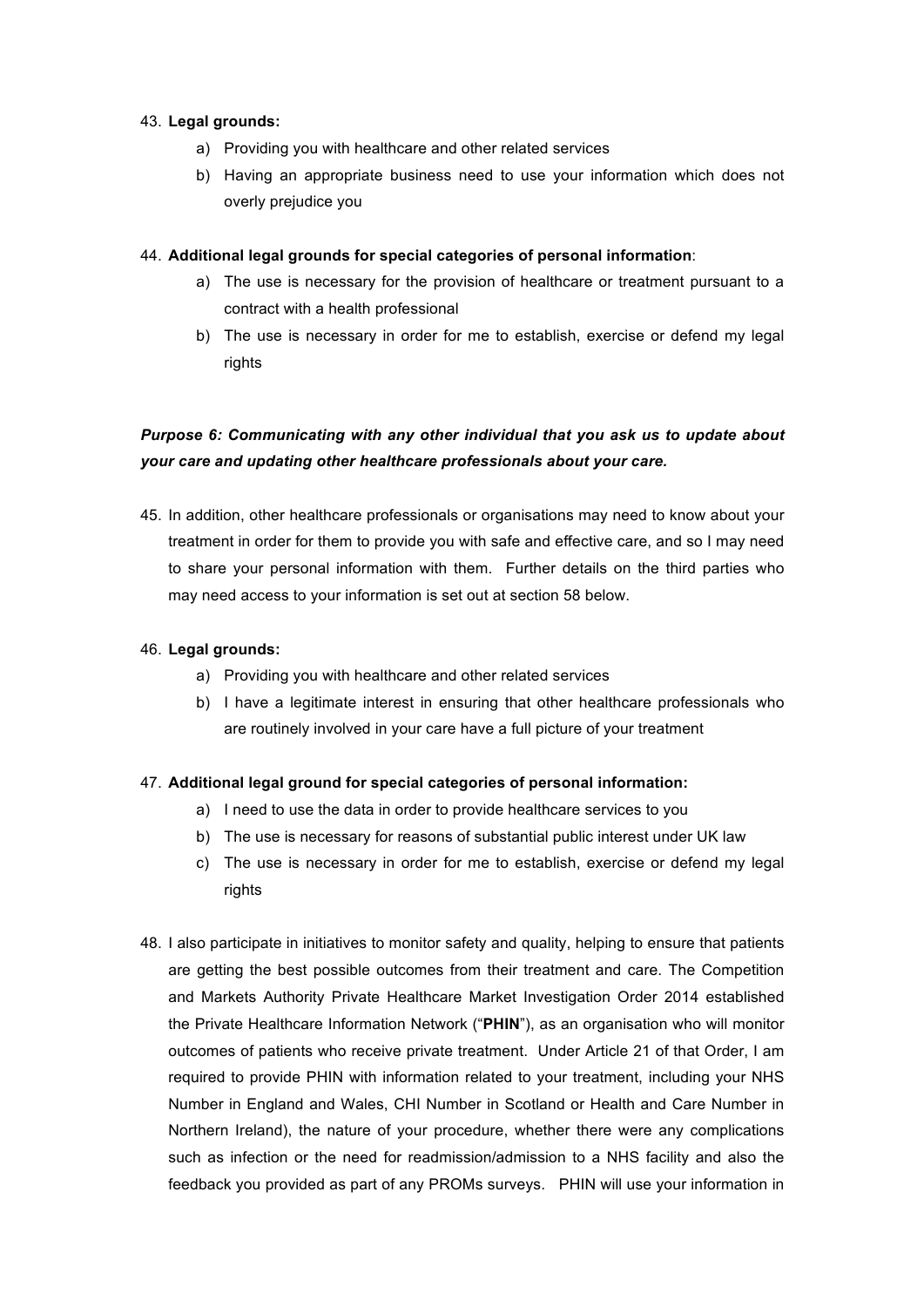43. **Legal grounds:**
    a) Providing you with healthcare and other related services
    b) Having an appropriate business need to use your information which does not overly prejudice you

44. **Additional legal grounds for special categories of personal information**:
    a) The use is necessary for the provision of healthcare or treatment pursuant to a contract with a health professional
    b) The use is necessary in order for me to establish, exercise or defend my legal rights

***Purpose 6: Communicating with any other individual that you ask us to update about your care and updating other healthcare professionals about your care.***

45. In addition, other healthcare professionals or organisations may need to know about your treatment in order for them to provide you with safe and effective care, and so I may need to share your personal information with them. Further details on the third parties who may need access to your information is set out at section 58 below.

46. **Legal grounds:**
    a) Providing you with healthcare and other related services
    b) I have a legitimate interest in ensuring that other healthcare professionals who are routinely involved in your care have a full picture of your treatment

47. **Additional legal ground for special categories of personal information:**
    a) I need to use the data in order to provide healthcare services to you
    b) The use is necessary for reasons of substantial public interest under UK law
    c) The use is necessary in order for me to establish, exercise or defend my legal rights

48. I also participate in initiatives to monitor safety and quality, helping to ensure that patients are getting the best possible outcomes from their treatment and care. The Competition and Markets Authority Private Healthcare Market Investigation Order 2014 established the Private Healthcare Information Network ("**PHIN**"), as an organisation who will monitor outcomes of patients who receive private treatment. Under Article 21 of that Order, I am required to provide PHIN with information related to your treatment, including your NHS Number in England and Wales, CHI Number in Scotland or Health and Care Number in Northern Ireland), the nature of your procedure, whether there were any complications such as infection or the need for readmission/admission to a NHS facility and also the feedback you provided as part of any PROMs surveys. PHIN will use your information in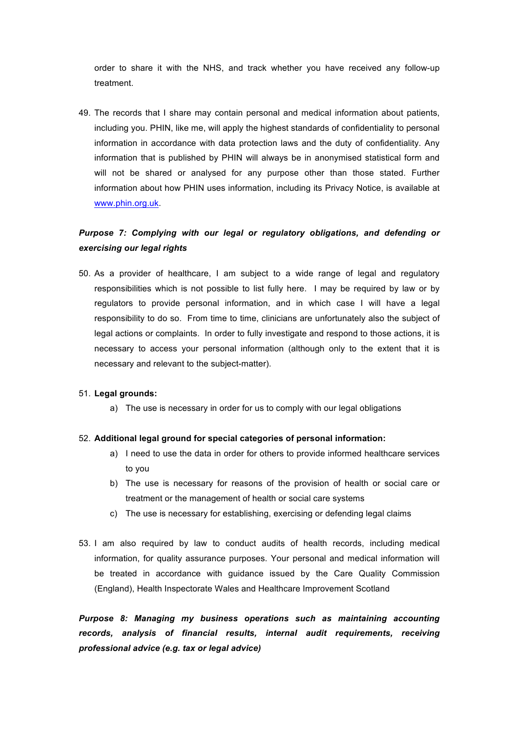order to share it with the NHS, and track whether you have received any follow-up treatment.

49. The records that I share may contain personal and medical information about patients, including you. PHIN, like me, will apply the highest standards of confidentiality to personal information in accordance with data protection laws and the duty of confidentiality. Any information that is published by PHIN will always be in anonymised statistical form and will not be shared or analysed for any purpose other than those stated. Further information about how PHIN uses information, including its Privacy Notice, is available at [www.phin.org.uk](http://www.phin.org.uk).

***Purpose 7: Complying with our legal or regulatory obligations, and defending or exercising our legal rights***

50. As a provider of healthcare, I am subject to a wide range of legal and regulatory responsibilities which is not possible to list fully here. I may be required by law or by regulators to provide personal information, and in which case I will have a legal responsibility to do so. From time to time, clinicians are unfortunately also the subject of legal actions or complaints. In order to fully investigate and respond to those actions, it is necessary to access your personal information (although only to the extent that it is necessary and relevant to the subject-matter).

51. **Legal grounds:**
    a) The use is necessary in order for us to comply with our legal obligations

52. **Additional legal ground for special categories of personal information:**
    a) I need to use the data in order for others to provide informed healthcare services to you
    b) The use is necessary for reasons of the provision of health or social care or treatment or the management of health or social care systems
    c) The use is necessary for establishing, exercising or defending legal claims

53. I am also required by law to conduct audits of health records, including medical information, for quality assurance purposes. Your personal and medical information will be treated in accordance with guidance issued by the Care Quality Commission (England), Health Inspectorate Wales and Healthcare Improvement Scotland

***Purpose 8: Managing my business operations such as maintaining accounting records, analysis of financial results, internal audit requirements, receiving professional advice (e.g. tax or legal advice)***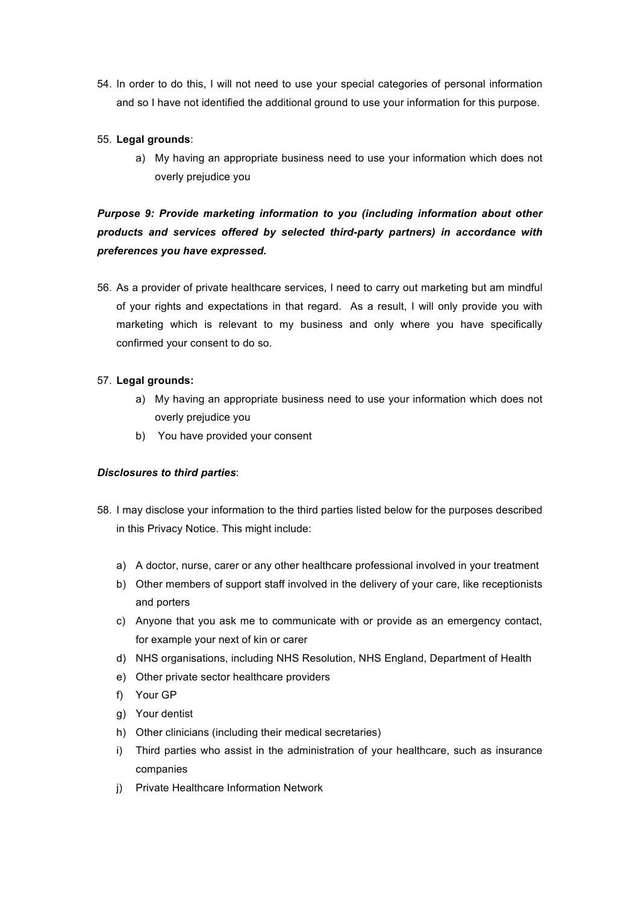54. In order to do this, I will not need to use your special categories of personal information and so I have not identified the additional ground to use your information for this purpose.

55. **Legal grounds**:
    a) My having an appropriate business need to use your information which does not overly prejudice you

***Purpose 9: Provide marketing information to you (including information about other products and services offered by selected third-party partners) in accordance with preferences you have expressed.***

56. As a provider of private healthcare services, I need to carry out marketing but am mindful of your rights and expectations in that regard. As a result, I will only provide you with marketing which is relevant to my business and only where you have specifically confirmed your consent to do so.

57. **Legal grounds:**
    a) My having an appropriate business need to use your information which does not overly prejudice you
    b) You have provided your consent

***Disclosures to third parties***:

58. I may disclose your information to the third parties listed below for the purposes described in this Privacy Notice. This might include:

    a) A doctor, nurse, carer or any other healthcare professional involved in your treatment
    b) Other members of support staff involved in the delivery of your care, like receptionists and porters
    c) Anyone that you ask me to communicate with or provide as an emergency contact, for example your next of kin or carer
    d) NHS organisations, including NHS Resolution, NHS England, Department of Health
    e) Other private sector healthcare providers
    f) Your GP
    g) Your dentist
    h) Other clinicians (including their medical secretaries)
    i) Third parties who assist in the administration of your healthcare, such as insurance companies
    j) Private Healthcare Information Network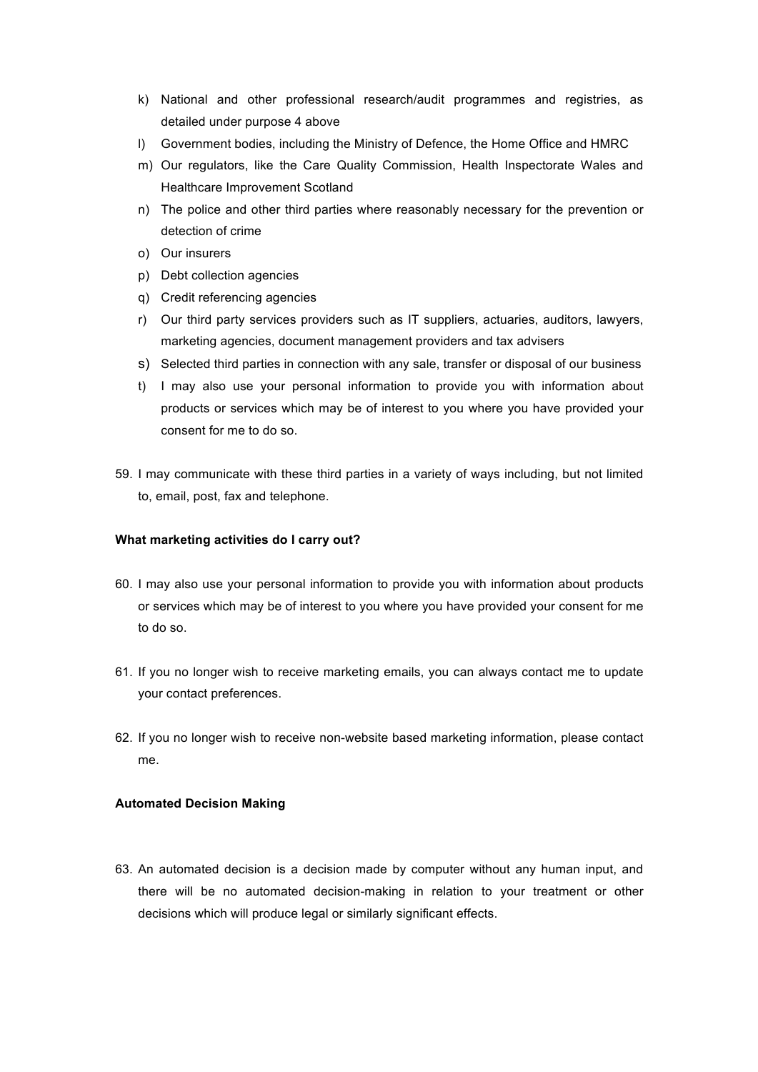k) National and other professional research/audit programmes and registries, as detailed under purpose 4 above
l) Government bodies, including the Ministry of Defence, the Home Office and HMRC
m) Our regulators, like the Care Quality Commission, Health Inspectorate Wales and Healthcare Improvement Scotland
n) The police and other third parties where reasonably necessary for the prevention or detection of crime
o) Our insurers
p) Debt collection agencies
q) Credit referencing agencies
r) Our third party services providers such as IT suppliers, actuaries, auditors, lawyers, marketing agencies, document management providers and tax advisers
s) Selected third parties in connection with any sale, transfer or disposal of our business
t) I may also use your personal information to provide you with information about products or services which may be of interest to you where you have provided your consent for me to do so.

59. I may communicate with these third parties in a variety of ways including, but not limited to, email, post, fax and telephone.

**What marketing activities do I carry out?**

60. I may also use your personal information to provide you with information about products or services which may be of interest to you where you have provided your consent for me to do so.

61. If you no longer wish to receive marketing emails, you can always contact me to update your contact preferences.

62. If you no longer wish to receive non-website based marketing information, please contact me.

**Automated Decision Making**

63. An automated decision is a decision made by computer without any human input, and there will be no automated decision-making in relation to your treatment or other decisions which will produce legal or similarly significant effects.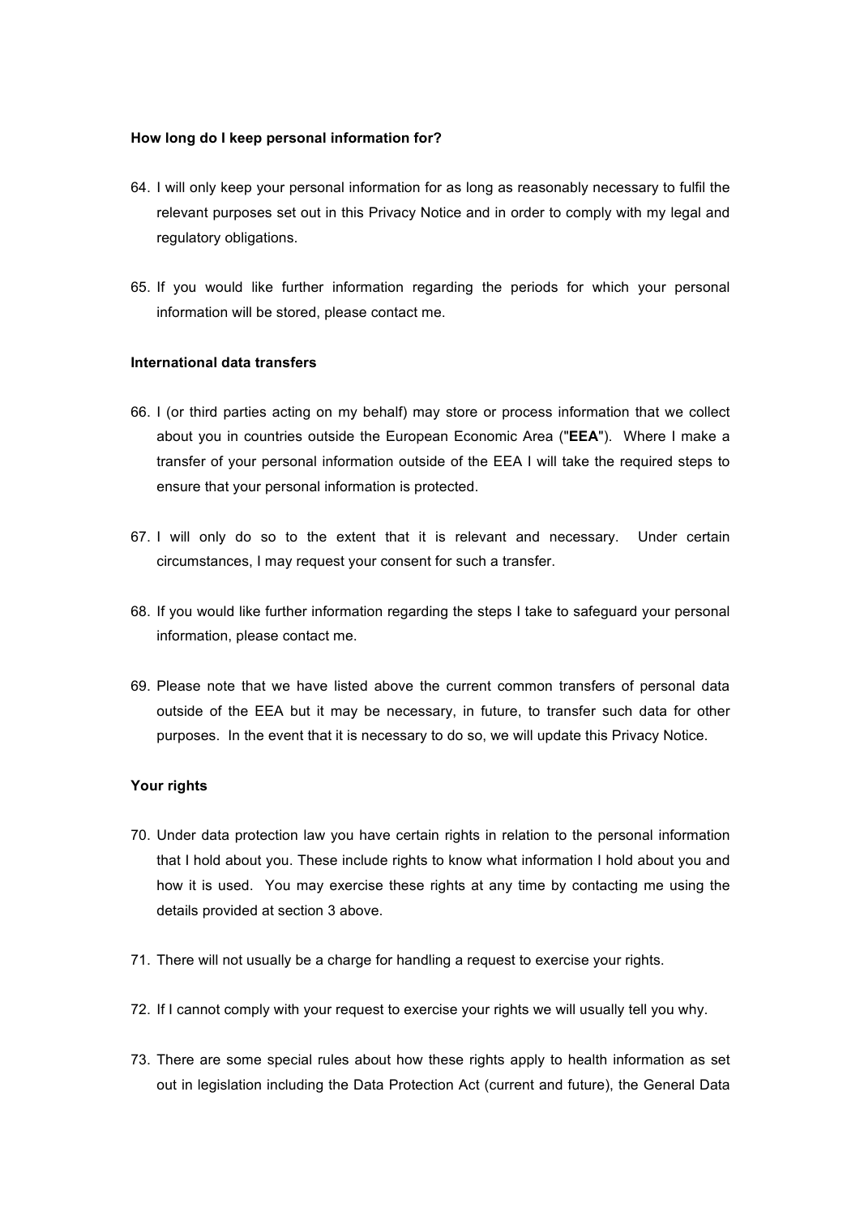**How long do I keep personal information for?**

64. I will only keep your personal information for as long as reasonably necessary to fulfil the relevant purposes set out in this Privacy Notice and in order to comply with my legal and regulatory obligations.

65. If you would like further information regarding the periods for which your personal information will be stored, please contact me.

**International data transfers**

66. I (or third parties acting on my behalf) may store or process information that we collect about you in countries outside the European Economic Area ("**EEA**"). Where I make a transfer of your personal information outside of the EEA I will take the required steps to ensure that your personal information is protected.

67. I will only do so to the extent that it is relevant and necessary. Under certain circumstances, I may request your consent for such a transfer.

68. If you would like further information regarding the steps I take to safeguard your personal information, please contact me.

69. Please note that we have listed above the current common transfers of personal data outside of the EEA but it may be necessary, in future, to transfer such data for other purposes. In the event that it is necessary to do so, we will update this Privacy Notice.

**Your rights**

70. Under data protection law you have certain rights in relation to the personal information that I hold about you. These include rights to know what information I hold about you and how it is used. You may exercise these rights at any time by contacting me using the details provided at section 3 above.

71. There will not usually be a charge for handling a request to exercise your rights.

72. If I cannot comply with your request to exercise your rights we will usually tell you why.

73. There are some special rules about how these rights apply to health information as set out in legislation including the Data Protection Act (current and future), the General Data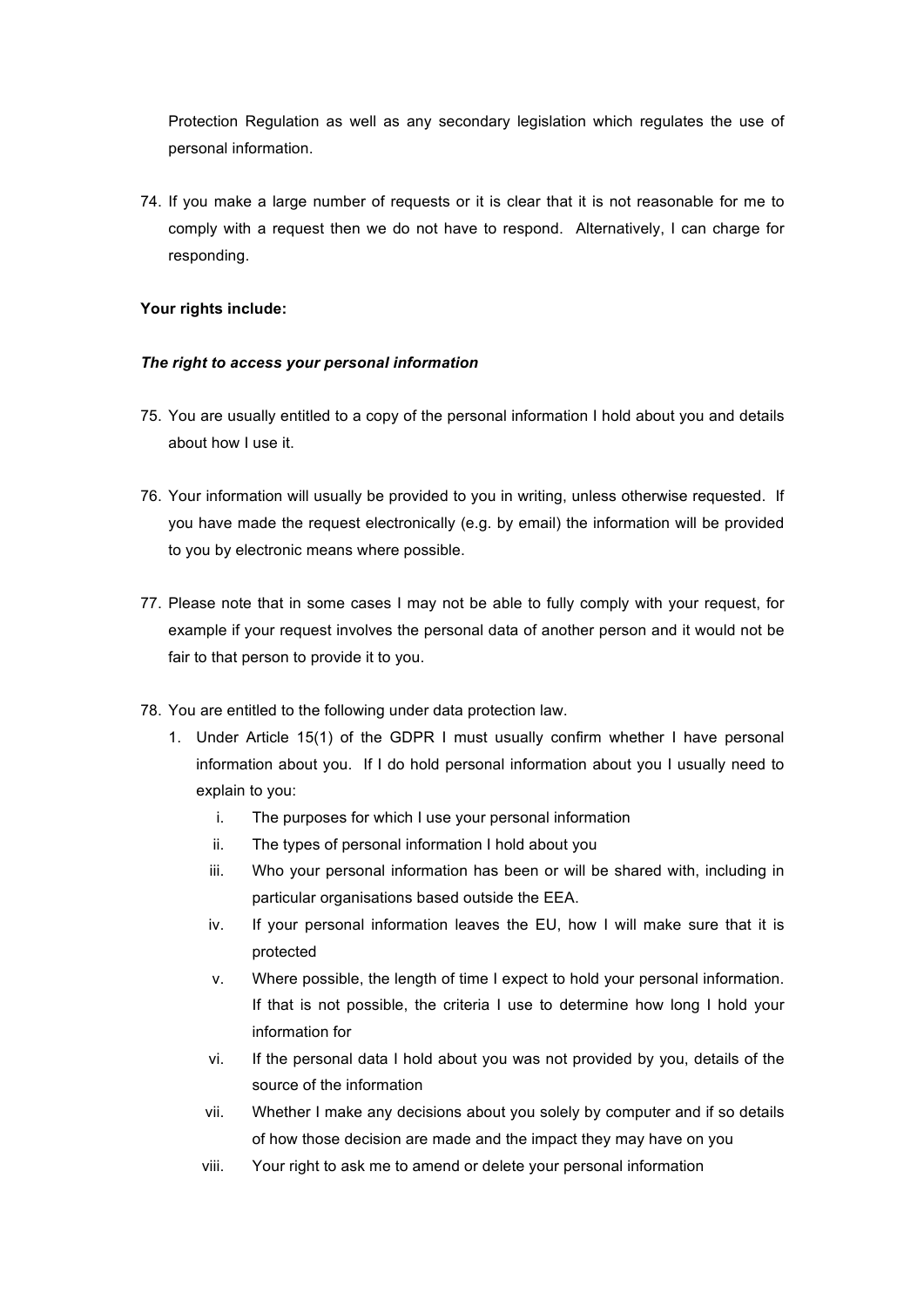Protection Regulation as well as any secondary legislation which regulates the use of personal information.

74. If you make a large number of requests or it is clear that it is not reasonable for me to comply with a request then we do not have to respond. Alternatively, I can charge for responding.

**Your rights include:**

***The right to access your personal information***

75. You are usually entitled to a copy of the personal information I hold about you and details about how I use it.

76. Your information will usually be provided to you in writing, unless otherwise requested. If you have made the request electronically (e.g. by email) the information will be provided to you by electronic means where possible.

77. Please note that in some cases I may not be able to fully comply with your request, for example if your request involves the personal data of another person and it would not be fair to that person to provide it to you.

78. You are entitled to the following under data protection law.
    1. Under Article 15(1) of the GDPR I must usually confirm whether I have personal information about you. If I do hold personal information about you I usually need to explain to you:
        i. The purposes for which I use your personal information
        ii. The types of personal information I hold about you
        iii. Who your personal information has been or will be shared with, including in particular organisations based outside the EEA.
        iv. If your personal information leaves the EU, how I will make sure that it is protected
        v. Where possible, the length of time I expect to hold your personal information. If that is not possible, the criteria I use to determine how long I hold your information for
        vi. If the personal data I hold about you was not provided by you, details of the source of the information
        vii. Whether I make any decisions about you solely by computer and if so details of how those decision are made and the impact they may have on you
        viii. Your right to ask me to amend or delete your personal information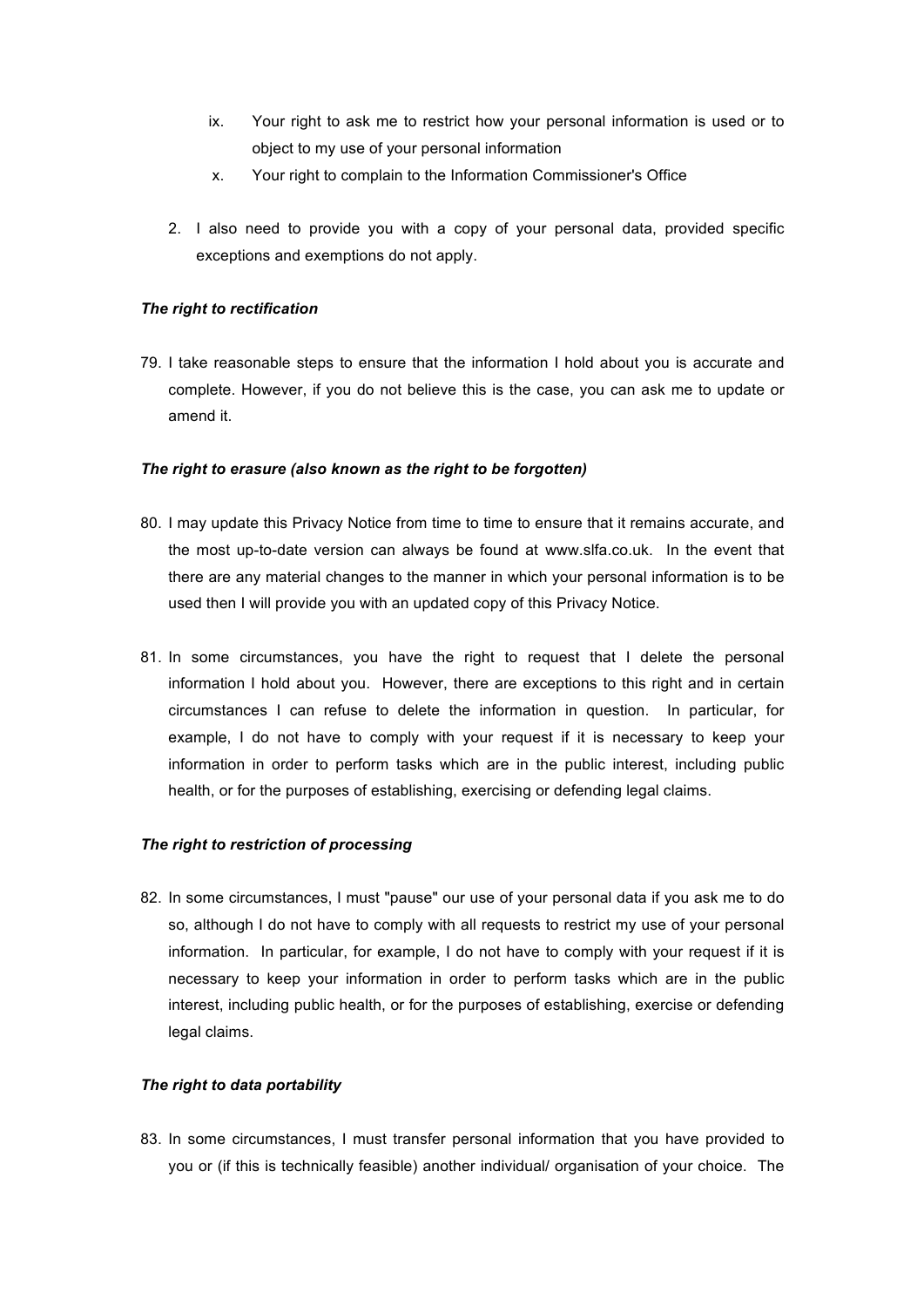ix. Your right to ask me to restrict how your personal information is used or to object to my use of your personal information

x. Your right to complain to the Information Commissioner's Office

2. I also need to provide you with a copy of your personal data, provided specific exceptions and exemptions do not apply.

***The right to rectification***

79. I take reasonable steps to ensure that the information I hold about you is accurate and complete. However, if you do not believe this is the case, you can ask me to update or amend it.

***The right to erasure (also known as the right to be forgotten)***

80. I may update this Privacy Notice from time to time to ensure that it remains accurate, and the most up-to-date version can always be found at www.slfa.co.uk. In the event that there are any material changes to the manner in which your personal information is to be used then I will provide you with an updated copy of this Privacy Notice.

81. In some circumstances, you have the right to request that I delete the personal information I hold about you. However, there are exceptions to this right and in certain circumstances I can refuse to delete the information in question. In particular, for example, I do not have to comply with your request if it is necessary to keep your information in order to perform tasks which are in the public interest, including public health, or for the purposes of establishing, exercising or defending legal claims.

***The right to restriction of processing***

82. In some circumstances, I must "pause" our use of your personal data if you ask me to do so, although I do not have to comply with all requests to restrict my use of your personal information. In particular, for example, I do not have to comply with your request if it is necessary to keep your information in order to perform tasks which are in the public interest, including public health, or for the purposes of establishing, exercise or defending legal claims.

***The right to data portability***

83. In some circumstances, I must transfer personal information that you have provided to you or (if this is technically feasible) another individual/ organisation of your choice. The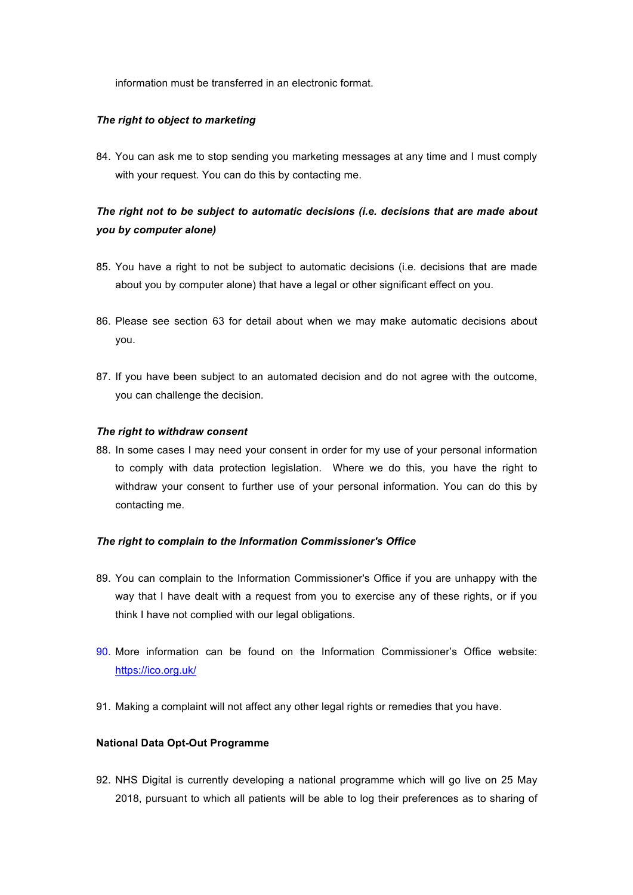information must be transferred in an electronic format.

***The right to object to marketing***

84. You can ask me to stop sending you marketing messages at any time and I must comply with your request. You can do this by contacting me.

***The right not to be subject to automatic decisions (i.e. decisions that are made about you by computer alone)***

85. You have a right to not be subject to automatic decisions (i.e. decisions that are made about you by computer alone) that have a legal or other significant effect on you.

86. Please see section 63 for detail about when we may make automatic decisions about you.

87. If you have been subject to an automated decision and do not agree with the outcome, you can challenge the decision.

***The right to withdraw consent***

88. In some cases I may need your consent in order for my use of your personal information to comply with data protection legislation. Where we do this, you have the right to withdraw your consent to further use of your personal information. You can do this by contacting me.

***The right to complain to the Information Commissioner's Office***

89. You can complain to the Information Commissioner's Office if you are unhappy with the way that I have dealt with a request from you to exercise any of these rights, or if you think I have not complied with our legal obligations.

90. More information can be found on the Information Commissioner's Office website: https://ico.org.uk/

91. Making a complaint will not affect any other legal rights or remedies that you have.

**National Data Opt-Out Programme**

92. NHS Digital is currently developing a national programme which will go live on 25 May 2018, pursuant to which all patients will be able to log their preferences as to sharing of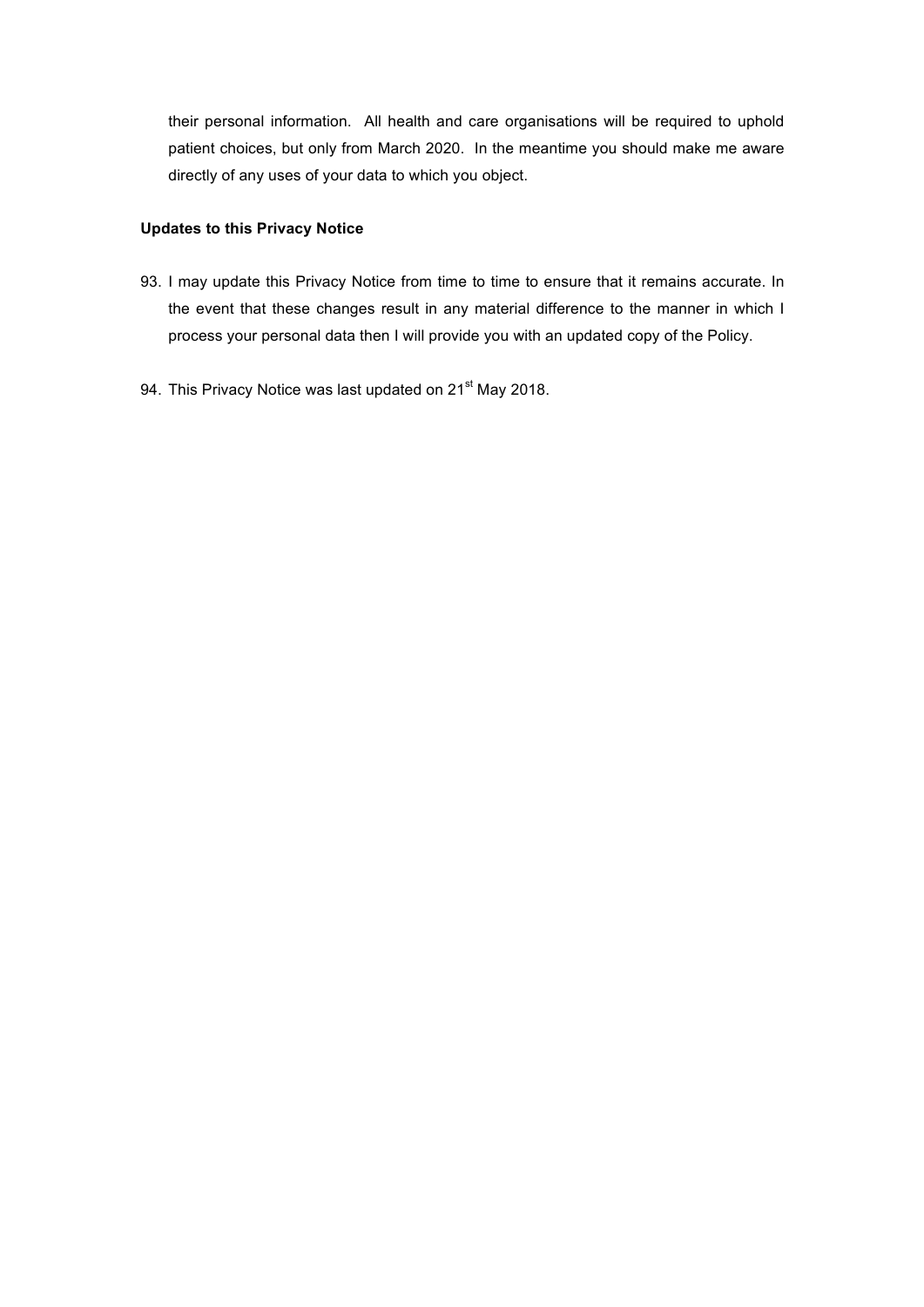their personal information. All health and care organisations will be required to uphold patient choices, but only from March 2020. In the meantime you should make me aware directly of any uses of your data to which you object.

**Updates to this Privacy Notice**

93. I may update this Privacy Notice from time to time to ensure that it remains accurate. In the event that these changes result in any material difference to the manner in which I process your personal data then I will provide you with an updated copy of the Policy.

94. This Privacy Notice was last updated on 21st May 2018.